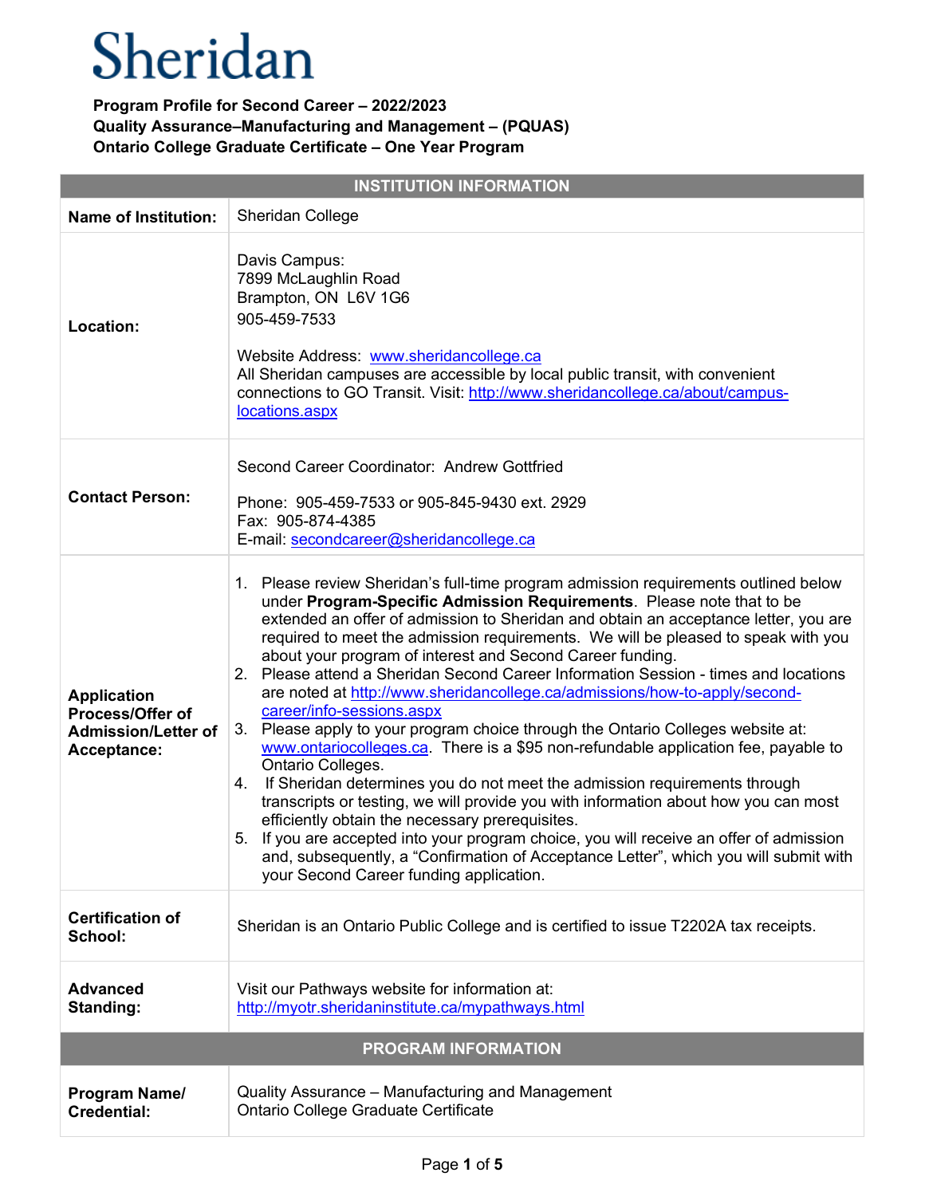# Sheridan

**Program Profile for Second Career – 2022/2023**
**Quality Assurance–Manufacturing and Management – (PQUAS)**
**Ontario College Graduate Certificate – One Year Program**

| INSTITUTION INFORMATION | |
|---|---|
| **Name of Institution:** | Sheridan College |
| **Location:** | Davis Campus:<br>7899 McLaughlin Road<br>Brampton, ON L6V 1G6<br>905-459-7533<br><br>Website Address: www.sheridancollege.ca<br>All Sheridan campuses are accessible by local public transit, with convenient connections to GO Transit. Visit: http://www.sheridancollege.ca/about/campus-locations.aspx |
| **Contact Person:** | Second Career Coordinator: Andrew Gottfried<br><br>Phone: 905-459-7533 or 905-845-9430 ext. 2929<br>Fax: 905-874-4385<br>E-mail: secondcareer@sheridancollege.ca |
| **Application Process/Offer of Admission/Letter of Acceptance:** | 1. Please review Sheridan's full-time program admission requirements outlined below under **Program-Specific Admission Requirements**. Please note that to be extended an offer of admission to Sheridan and obtain an acceptance letter, you are required to meet the admission requirements. We will be pleased to speak with you about your program of interest and Second Career funding.<br>2. Please attend a Sheridan Second Career Information Session - times and locations are noted at http://www.sheridancollege.ca/admissions/how-to-apply/second-career/info-sessions.aspx<br>3. Please apply to your program choice through the Ontario Colleges website at: www.ontariocolleges.ca. There is a $95 non-refundable application fee, payable to Ontario Colleges.<br>4. If Sheridan determines you do not meet the admission requirements through transcripts or testing, we will provide you with information about how you can most efficiently obtain the necessary prerequisites.<br>5. If you are accepted into your program choice, you will receive an offer of admission and, subsequently, a "Confirmation of Acceptance Letter", which you will submit with your Second Career funding application. |
| **Certification of School:** | Sheridan is an Ontario Public College and is certified to issue T2202A tax receipts. |
| **Advanced Standing:** | Visit our Pathways website for information at:<br>http://myotr.sheridaninstitute.ca/mypathways.html |
| **PROGRAM INFORMATION** | |
| **Program Name/ Credential:** | Quality Assurance – Manufacturing and Management<br>Ontario College Graduate Certificate |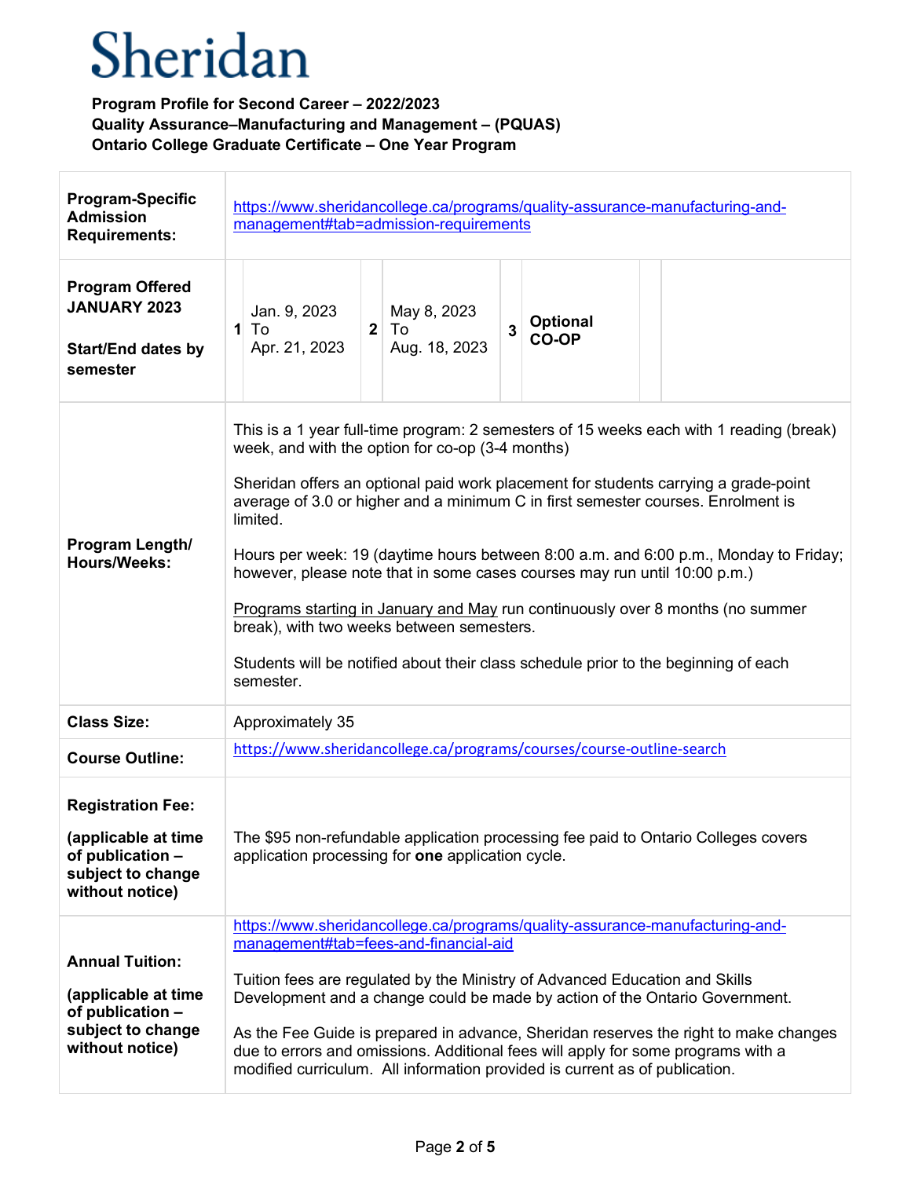# Sheridan

**Program Profile for Second Career – 2022/2023**
**Quality Assurance–Manufacturing and Management – (PQUAS)**
**Ontario College Graduate Certificate – One Year Program**

| | |
|---|---|
| **Program-Specific Admission Requirements:** | https://www.sheridancollege.ca/programs/quality-assurance-manufacturing-and-management#tab=admission-requirements |
| **Program Offered JANUARY 2023**<br><br>**Start/End dates by semester** | **1** Jan. 9, 2023 To Apr. 21, 2023 &nbsp;&nbsp; **2** May 8, 2023 To Aug. 18, 2023 &nbsp;&nbsp; **3** **Optional CO-OP** |
| **Program Length/ Hours/Weeks:** | This is a 1 year full-time program: 2 semesters of 15 weeks each with 1 reading (break) week, and with the option for co-op (3-4 months)<br><br>Sheridan offers an optional paid work placement for students carrying a grade-point average of 3.0 or higher and a minimum C in first semester courses. Enrolment is limited.<br><br>Hours per week: 19 (daytime hours between 8:00 a.m. and 6:00 p.m., Monday to Friday; however, please note that in some cases courses may run until 10:00 p.m.)<br><br>Programs starting in January and May run continuously over 8 months (no summer break), with two weeks between semesters.<br><br>Students will be notified about their class schedule prior to the beginning of each semester. |
| **Class Size:** | Approximately 35 |
| **Course Outline:** | https://www.sheridancollege.ca/programs/courses/course-outline-search |
| **Registration Fee:**<br><br>**(applicable at time of publication – subject to change without notice)** | The $95 non-refundable application processing fee paid to Ontario Colleges covers application processing for **one** application cycle. |
| **Annual Tuition:**<br><br>**(applicable at time of publication – subject to change without notice)** | https://www.sheridancollege.ca/programs/quality-assurance-manufacturing-and-management#tab=fees-and-financial-aid<br><br>Tuition fees are regulated by the Ministry of Advanced Education and Skills Development and a change could be made by action of the Ontario Government.<br><br>As the Fee Guide is prepared in advance, Sheridan reserves the right to make changes due to errors and omissions. Additional fees will apply for some programs with a modified curriculum. All information provided is current as of publication. |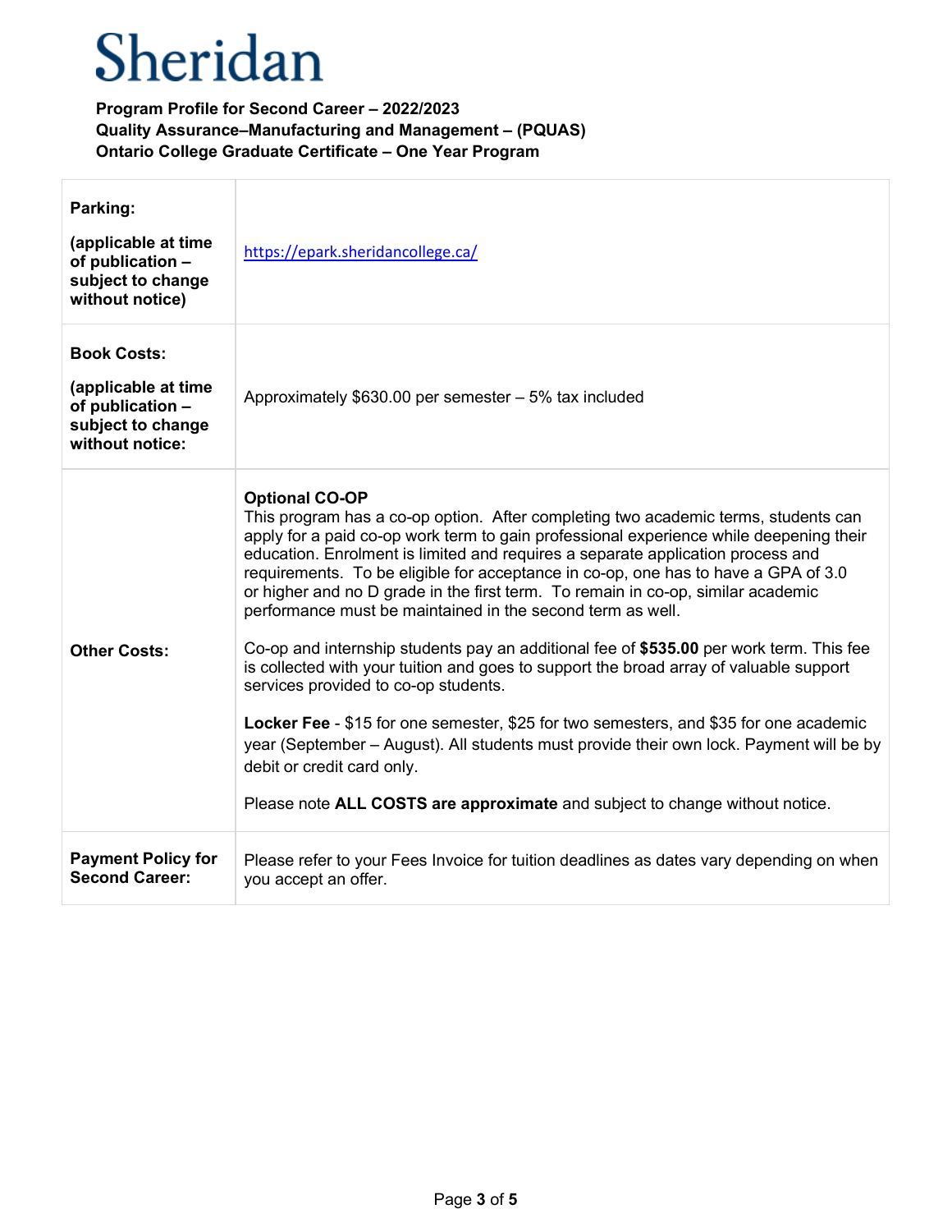# Sheridan

**Program Profile for Second Career – 2022/2023**
**Quality Assurance–Manufacturing and Management – (PQUAS)**
**Ontario College Graduate Certificate – One Year Program**

| | |
|---|---|
| **Parking:**<br><br>**(applicable at time of publication – subject to change without notice)** | https://epark.sheridancollege.ca/ |
| **Book Costs:**<br><br>**(applicable at time of publication – subject to change without notice:** | Approximately $630.00 per semester – 5% tax included |
| **Other Costs:** | **Optional CO-OP**<br>This program has a co-op option. After completing two academic terms, students can apply for a paid co-op work term to gain professional experience while deepening their education. Enrolment is limited and requires a separate application process and requirements. To be eligible for acceptance in co-op, one has to have a GPA of 3.0 or higher and no D grade in the first term. To remain in co-op, similar academic performance must be maintained in the second term as well.<br><br>Co-op and internship students pay an additional fee of **$535.00** per work term. This fee is collected with your tuition and goes to support the broad array of valuable support services provided to co-op students.<br><br>**Locker Fee** - $15 for one semester, $25 for two semesters, and $35 for one academic year (September – August). All students must provide their own lock. Payment will be by debit or credit card only.<br><br>Please note **ALL COSTS are approximate** and subject to change without notice. |
| **Payment Policy for Second Career:** | Please refer to your Fees Invoice for tuition deadlines as dates vary depending on when you accept an offer. |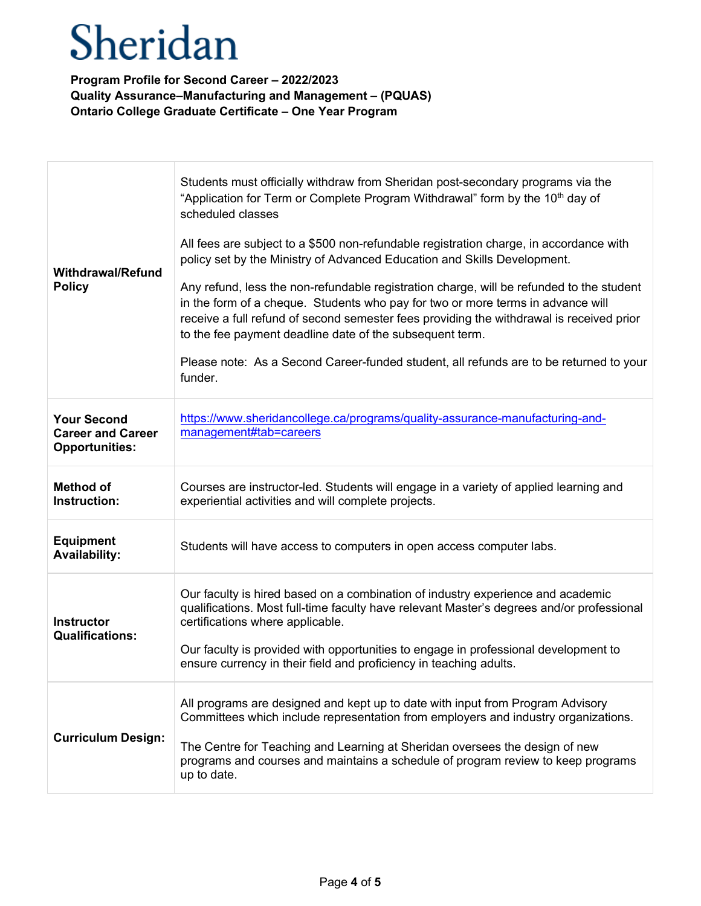# Sheridan

**Program Profile for Second Career – 2022/2023**
**Quality Assurance–Manufacturing and Management – (PQUAS)**
**Ontario College Graduate Certificate – One Year Program**

| | |
|---|---|
| **Withdrawal/Refund Policy** | Students must officially withdraw from Sheridan post-secondary programs via the "Application for Term or Complete Program Withdrawal" form by the 10th day of scheduled classes<br><br>All fees are subject to a $500 non-refundable registration charge, in accordance with policy set by the Ministry of Advanced Education and Skills Development.<br><br>Any refund, less the non-refundable registration charge, will be refunded to the student in the form of a cheque. Students who pay for two or more terms in advance will receive a full refund of second semester fees providing the withdrawal is received prior to the fee payment deadline date of the subsequent term.<br><br>Please note: As a Second Career-funded student, all refunds are to be returned to your funder. |
| **Your Second Career and Career Opportunities:** | https://www.sheridancollege.ca/programs/quality-assurance-manufacturing-and-management#tab=careers |
| **Method of Instruction:** | Courses are instructor-led. Students will engage in a variety of applied learning and experiential activities and will complete projects. |
| **Equipment Availability:** | Students will have access to computers in open access computer labs. |
| **Instructor Qualifications:** | Our faculty is hired based on a combination of industry experience and academic qualifications. Most full-time faculty have relevant Master's degrees and/or professional certifications where applicable.<br><br>Our faculty is provided with opportunities to engage in professional development to ensure currency in their field and proficiency in teaching adults. |
| **Curriculum Design:** | All programs are designed and kept up to date with input from Program Advisory Committees which include representation from employers and industry organizations.<br><br>The Centre for Teaching and Learning at Sheridan oversees the design of new programs and courses and maintains a schedule of program review to keep programs up to date. |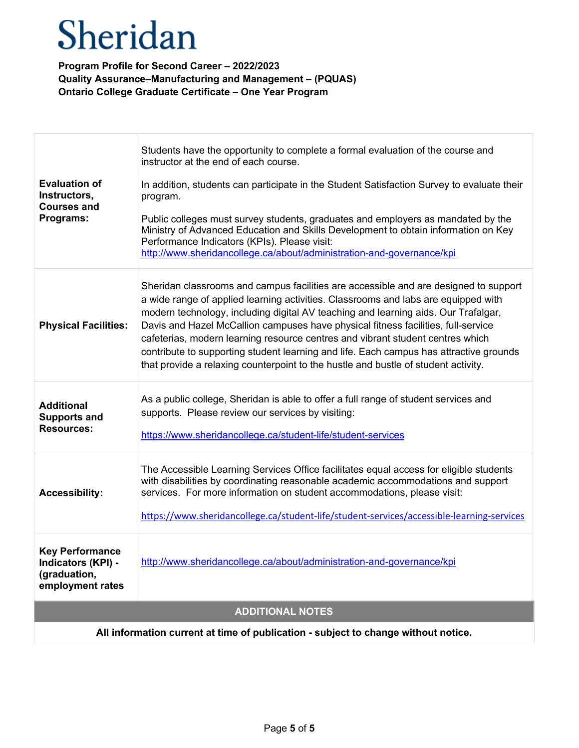# Sheridan

**Program Profile for Second Career – 2022/2023**
**Quality Assurance–Manufacturing and Management – (PQUAS)**
**Ontario College Graduate Certificate – One Year Program**

| | |
|---|---|
| **Evaluation of Instructors, Courses and Programs:** | Students have the opportunity to complete a formal evaluation of the course and instructor at the end of each course.<br><br>In addition, students can participate in the Student Satisfaction Survey to evaluate their program.<br><br>Public colleges must survey students, graduates and employers as mandated by the Ministry of Advanced Education and Skills Development to obtain information on Key Performance Indicators (KPIs). Please visit: http://www.sheridancollege.ca/about/administration-and-governance/kpi |
| **Physical Facilities:** | Sheridan classrooms and campus facilities are accessible and are designed to support a wide range of applied learning activities. Classrooms and labs are equipped with modern technology, including digital AV teaching and learning aids. Our Trafalgar, Davis and Hazel McCallion campuses have physical fitness facilities, full-service cafeterias, modern learning resource centres and vibrant student centres which contribute to supporting student learning and life. Each campus has attractive grounds that provide a relaxing counterpoint to the hustle and bustle of student activity. |
| **Additional Supports and Resources:** | As a public college, Sheridan is able to offer a full range of student services and supports. Please review our services by visiting:<br><br>https://www.sheridancollege.ca/student-life/student-services |
| **Accessibility:** | The Accessible Learning Services Office facilitates equal access for eligible students with disabilities by coordinating reasonable academic accommodations and support services. For more information on student accommodations, please visit:<br><br>https://www.sheridancollege.ca/student-life/student-services/accessible-learning-services |
| **Key Performance Indicators (KPI) - (graduation, employment rates** | http://www.sheridancollege.ca/about/administration-and-governance/kpi |

**ADDITIONAL NOTES**

**All information current at time of publication - subject to change without notice.**